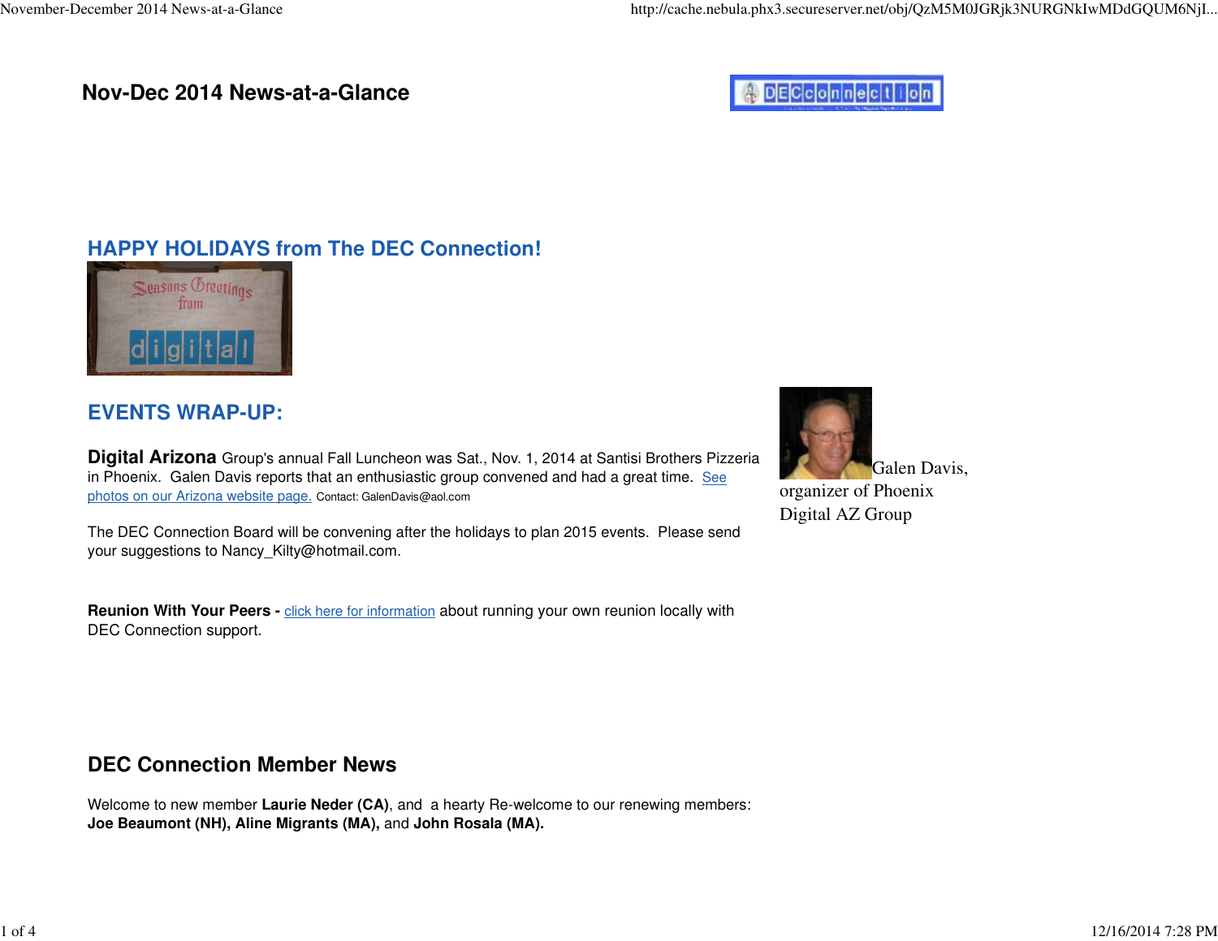# Nov-Dec 2014 News-at-a-Glance

## HAPPY HOLIDAYS from The DEC Connection!

## EVENTS WRAP-UP:

**Digital Arizona** Group's annual Fall Luncheon was Sat., Nov. 1, 2014 at Santisi Brothers Pizzeria in Phoenix. Galen Davis reports that an enthusiastic group convened and had a great time. See photos on our Arizona website page. Contact: GalenDavis@aol.com

Galen Davis, organizer of Phoenix Digital AZ Group

The DEC Connection Board will be convening after the holidays to plan 2015 events. Please send your suggestions to Nancy_Kilty@hotmail.com.

**Reunion With Your Peers -** click here for information about running your own reunion locally with DEC Connection support.

## DEC Connection Member News

Welcome to new member **Laurie Neder (CA)**, and a hearty Re-welcome to our renewing members: **Joe Beaumont (NH), Aline Migrants (MA),** and **John Rosala (MA).**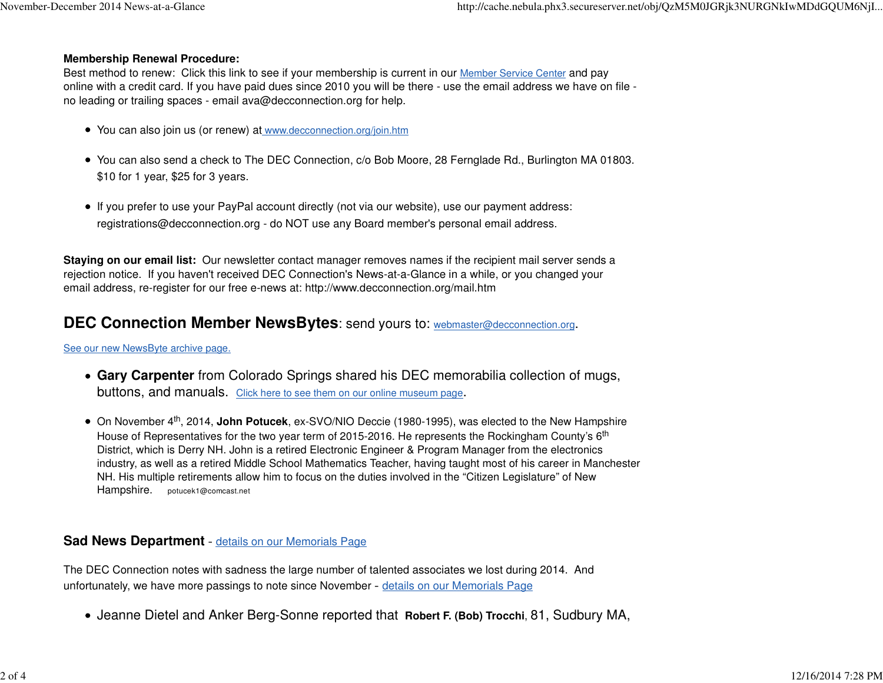**Membership Renewal Procedure:**
Best method to renew: Click this link to see if your membership is current in our Member Service Center and pay online with a credit card. If you have paid dues since 2010 you will be there - use the email address we have on file - no leading or trailing spaces - email ava@decconnection.org for help.

- You can also join us (or renew) at www.decconnection.org/join.htm
- You can also send a check to The DEC Connection, c/o Bob Moore, 28 Fernglade Rd., Burlington MA 01803. $10 for 1 year, $25 for 3 years.
- If you prefer to use your PayPal account directly (not via our website), use our payment address: registrations@decconnection.org - do NOT use any Board member's personal email address.

**Staying on our email list:** Our newsletter contact manager removes names if the recipient mail server sends a rejection notice. If you haven't received DEC Connection's News-at-a-Glance in a while, or you changed your email address, re-register for our free e-news at: http://www.decconnection.org/mail.htm

## **DEC Connection Member NewsBytes**: send yours to: webmaster@decconnection.org.

See our new NewsByte archive page.

- **Gary Carpenter** from Colorado Springs shared his DEC memorabilia collection of mugs, buttons, and manuals. Click here to see them on our online museum page.
- On November 4th, 2014, **John Potucek**, ex-SVO/NIO Deccie (1980-1995), was elected to the New Hampshire House of Representatives for the two year term of 2015-2016. He represents the Rockingham County's 6th District, which is Derry NH. John is a retired Electronic Engineer & Program Manager from the electronics industry, as well as a retired Middle School Mathematics Teacher, having taught most of his career in Manchester NH. His multiple retirements allow him to focus on the duties involved in the "Citizen Legislature" of New Hampshire. potucek1@comcast.net

### **Sad News Department** - details on our Memorials Page

The DEC Connection notes with sadness the large number of talented associates we lost during 2014. And unfortunately, we have more passings to note since November - details on our Memorials Page

- Jeanne Dietel and Anker Berg-Sonne reported that **Robert F. (Bob) Trocchi**, 81, Sudbury MA,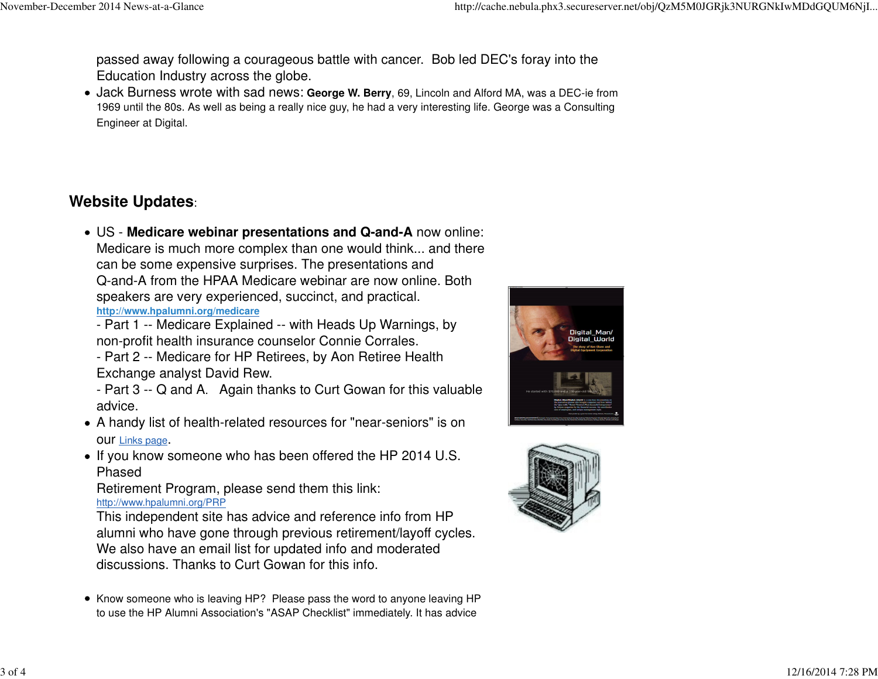passed away following a courageous battle with cancer. Bob led DEC's foray into the Education Industry across the globe.

- Jack Burness wrote with sad news: **George W. Berry**, 69, Lincoln and Alford MA, was a DEC-ie from 1969 until the 80s. As well as being a really nice guy, he had a very interesting life. George was a Consulting Engineer at Digital.

## Website Updates:

- US - **Medicare webinar presentations and Q-and-A** now online: Medicare is much more complex than one would think... and there can be some expensive surprises. The presentations and Q-and-A from the HPAA Medicare webinar are now online. Both speakers are very experienced, succinct, and practical.
  **http://www.hpalumni.org/medicare**
  - Part 1 -- Medicare Explained -- with Heads Up Warnings, by non-profit health insurance counselor Connie Corrales.
  - Part 2 -- Medicare for HP Retirees, by Aon Retiree Health Exchange analyst David Rew.
  - Part 3 -- Q and A. Again thanks to Curt Gowan for this valuable advice.
- A handy list of health-related resources for "near-seniors" is on our Links page.
- If you know someone who has been offered the HP 2014 U.S. Phased Retirement Program, please send them this link:
  http://www.hpalumni.org/PRP
  This independent site has advice and reference info from HP alumni who have gone through previous retirement/layoff cycles. We also have an email list for updated info and moderated discussions. Thanks to Curt Gowan for this info.

- Know someone who is leaving HP? Please pass the word to anyone leaving HP to use the HP Alumni Association's "ASAP Checklist" immediately. It has advice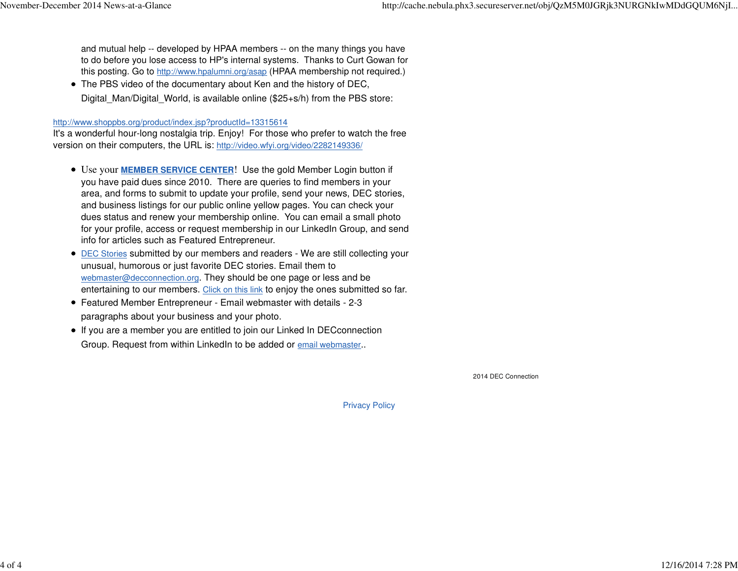and mutual help -- developed by HPAA members -- on the many things you have to do before you lose access to HP's internal systems. Thanks to Curt Gowan for this posting. Go to http://www.hpalumni.org/asap (HPAA membership not required.)

- The PBS video of the documentary about Ken and the history of DEC, Digital_Man/Digital_World, is available online ($25+s/h) from the PBS store:

http://www.shoppbs.org/product/index.jsp?productId=13315614
It's a wonderful hour-long nostalgia trip. Enjoy! For those who prefer to watch the free version on their computers, the URL is: http://video.wfyi.org/video/2282149336/

- Use your **MEMBER SERVICE CENTER**! Use the gold Member Login button if you have paid dues since 2010. There are queries to find members in your area, and forms to submit to update your profile, send your news, DEC stories, and business listings for our public online yellow pages. You can check your dues status and renew your membership online. You can email a small photo for your profile, access or request membership in our LinkedIn Group, and send info for articles such as Featured Entrepreneur.
- DEC Stories submitted by our members and readers - We are still collecting your unusual, humorous or just favorite DEC stories. Email them to webmaster@decconnection.org. They should be one page or less and be entertaining to our members. Click on this link to enjoy the ones submitted so far.
- Featured Member Entrepreneur - Email webmaster with details - 2-3 paragraphs about your business and your photo.
- If you are a member you are entitled to join our Linked In DECconnection Group. Request from within LinkedIn to be added or email webmaster..

2014 DEC Connection

Privacy Policy